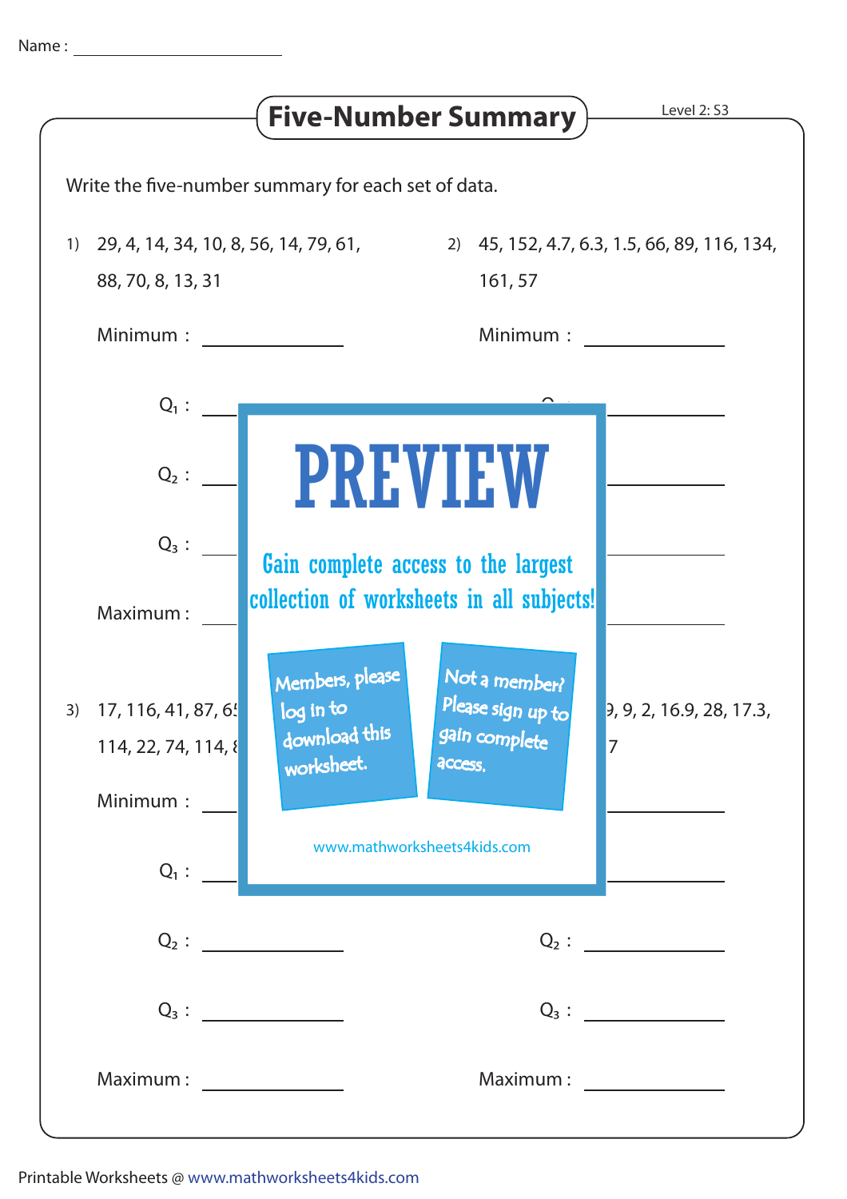Name : ______________________

# Five-Number Summary

Level 2: S3

Write the five-number summary for each set of data.

1) 29, 4, 14, 34, 10, 8, 56, 14, 79, 61, 88, 70, 8, 13, 31

Minimum : ____________

$Q_1$ : ____________

$Q_2$ : ____________

$Q_3$ : ____________

Maximum : ____________

2) 45, 152, 4.7, 6.3, 1.5, 66, 89, 116, 134, 161, 57

Minimum : ____________

$Q_1$ : ____________

$Q_2$ : ____________

$Q_3$ : ____________

Maximum : ____________

3) 17, 116, 41, 87, 6 ... 114, 22, 74, 114, ...

Minimum : ____________

$Q_1$ : ____________

$Q_2$ : ____________

$Q_3$ : ____________

Maximum : ____________

4) ... 9, 9, 2, 16.9, 28, 17.3, ... 7

Minimum : ____________

$Q_1$ : ____________

$Q_2$ : ____________

$Q_3$ : ____________

Maximum : ____________

PREVIEW

Gain complete access to the largest collection of worksheets in all subjects!

Members, please log in to download this worksheet.

Not a member? Please sign up to gain complete access.

www.mathworksheets4kids.com

Printable Worksheets @ www.mathworksheets4kids.com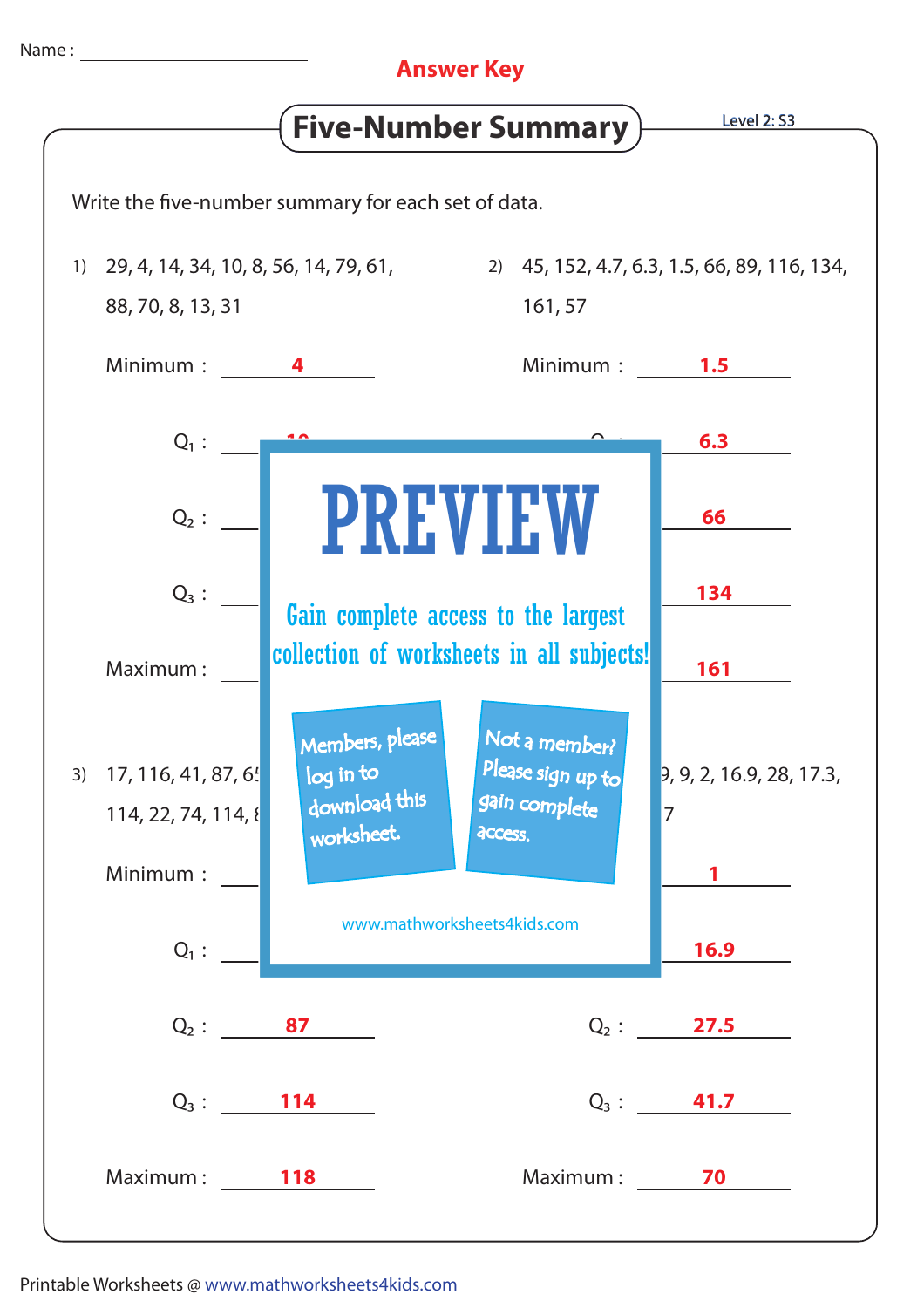Name : ______________________

**Answer Key**

# Five-Number Summary

Level 2: S3

Write the five-number summary for each set of data.

1) 29, 4, 14, 34, 10, 8, 56, 14, 79, 61, 88, 70, 8, 13, 31

Minimum : **4**

$Q_1$ :

$Q_2$ :

$Q_3$ :

Maximum :

2) 45, 152, 4.7, 6.3, 1.5, 66, 89, 116, 134, 161, 57

Minimum : **1.5**

$Q_1$ : **6.3**

$Q_2$ : **66**

$Q_3$ : **134**

Maximum : **161**

3) 17, 116, 41, 87, 65 ... 114, 22, 74, 114, ...

Minimum :

$Q_1$ :

$Q_2$ : **87**

$Q_3$ : **114**

Maximum : **118**

4) ...9, 9, 2, 16.9, 28, 17.3, ...7

Minimum : **1**

$Q_1$ : **16.9**

$Q_2$ : **27.5**

$Q_3$ : **41.7**

Maximum : **70**

PREVIEW

Gain complete access to the largest collection of worksheets in all subjects!

Members, please log in to download this worksheet.

Not a member? Please sign up to gain complete access.

www.mathworksheets4kids.com

Printable Worksheets @ www.mathworksheets4kids.com